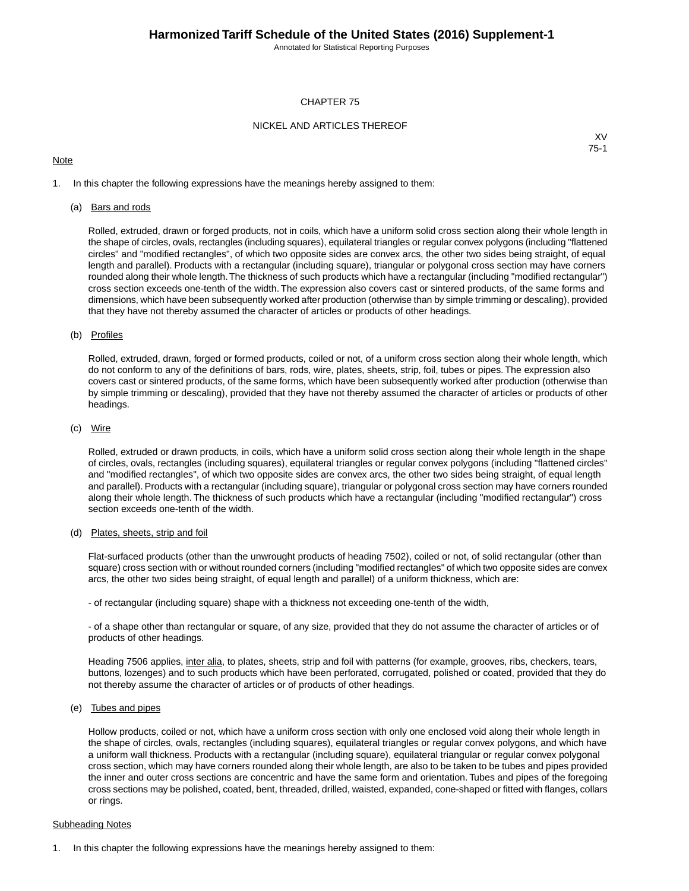# CHAPTER 75

## NICKEL AND ARTICLES THEREOF

XV
75-1

Note

1. In this chapter the following expressions have the meanings hereby assigned to them:

   (a) Bars and rods

   Rolled, extruded, drawn or forged products, not in coils, which have a uniform solid cross section along their whole length in the shape of circles, ovals, rectangles (including squares), equilateral triangles or regular convex polygons (including "flattened circles" and "modified rectangles", of which two opposite sides are convex arcs, the other two sides being straight, of equal length and parallel). Products with a rectangular (including square), triangular or polygonal cross section may have corners rounded along their whole length. The thickness of such products which have a rectangular (including "modified rectangular") cross section exceeds one-tenth of the width. The expression also covers cast or sintered products, of the same forms and dimensions, which have been subsequently worked after production (otherwise than by simple trimming or descaling), provided that they have not thereby assumed the character of articles or products of other headings.

   (b) Profiles

   Rolled, extruded, drawn, forged or formed products, coiled or not, of a uniform cross section along their whole length, which do not conform to any of the definitions of bars, rods, wire, plates, sheets, strip, foil, tubes or pipes. The expression also covers cast or sintered products, of the same forms, which have been subsequently worked after production (otherwise than by simple trimming or descaling), provided that they have not thereby assumed the character of articles or products of other headings.

   (c) Wire

   Rolled, extruded or drawn products, in coils, which have a uniform solid cross section along their whole length in the shape of circles, ovals, rectangles (including squares), equilateral triangles or regular convex polygons (including "flattened circles" and "modified rectangles", of which two opposite sides are convex arcs, the other two sides being straight, of equal length and parallel). Products with a rectangular (including square), triangular or polygonal cross section may have corners rounded along their whole length. The thickness of such products which have a rectangular (including "modified rectangular") cross section exceeds one-tenth of the width.

   (d) Plates, sheets, strip and foil

   Flat-surfaced products (other than the unwrought products of heading 7502), coiled or not, of solid rectangular (other than square) cross section with or without rounded corners (including "modified rectangles" of which two opposite sides are convex arcs, the other two sides being straight, of equal length and parallel) of a uniform thickness, which are:

   - of rectangular (including square) shape with a thickness not exceeding one-tenth of the width,

   - of a shape other than rectangular or square, of any size, provided that they do not assume the character of articles or of products of other headings.

   Heading 7506 applies, inter alia, to plates, sheets, strip and foil with patterns (for example, grooves, ribs, checkers, tears, buttons, lozenges) and to such products which have been perforated, corrugated, polished or coated, provided that they do not thereby assume the character of articles or of products of other headings.

   (e) Tubes and pipes

   Hollow products, coiled or not, which have a uniform cross section with only one enclosed void along their whole length in the shape of circles, ovals, rectangles (including squares), equilateral triangles or regular convex polygons, and which have a uniform wall thickness. Products with a rectangular (including square), equilateral triangular or regular convex polygonal cross section, which may have corners rounded along their whole length, are also to be taken to be tubes and pipes provided the inner and outer cross sections are concentric and have the same form and orientation. Tubes and pipes of the foregoing cross sections may be polished, coated, bent, threaded, drilled, waisted, expanded, cone-shaped or fitted with flanges, collars or rings.

Subheading Notes

1. In this chapter the following expressions have the meanings hereby assigned to them: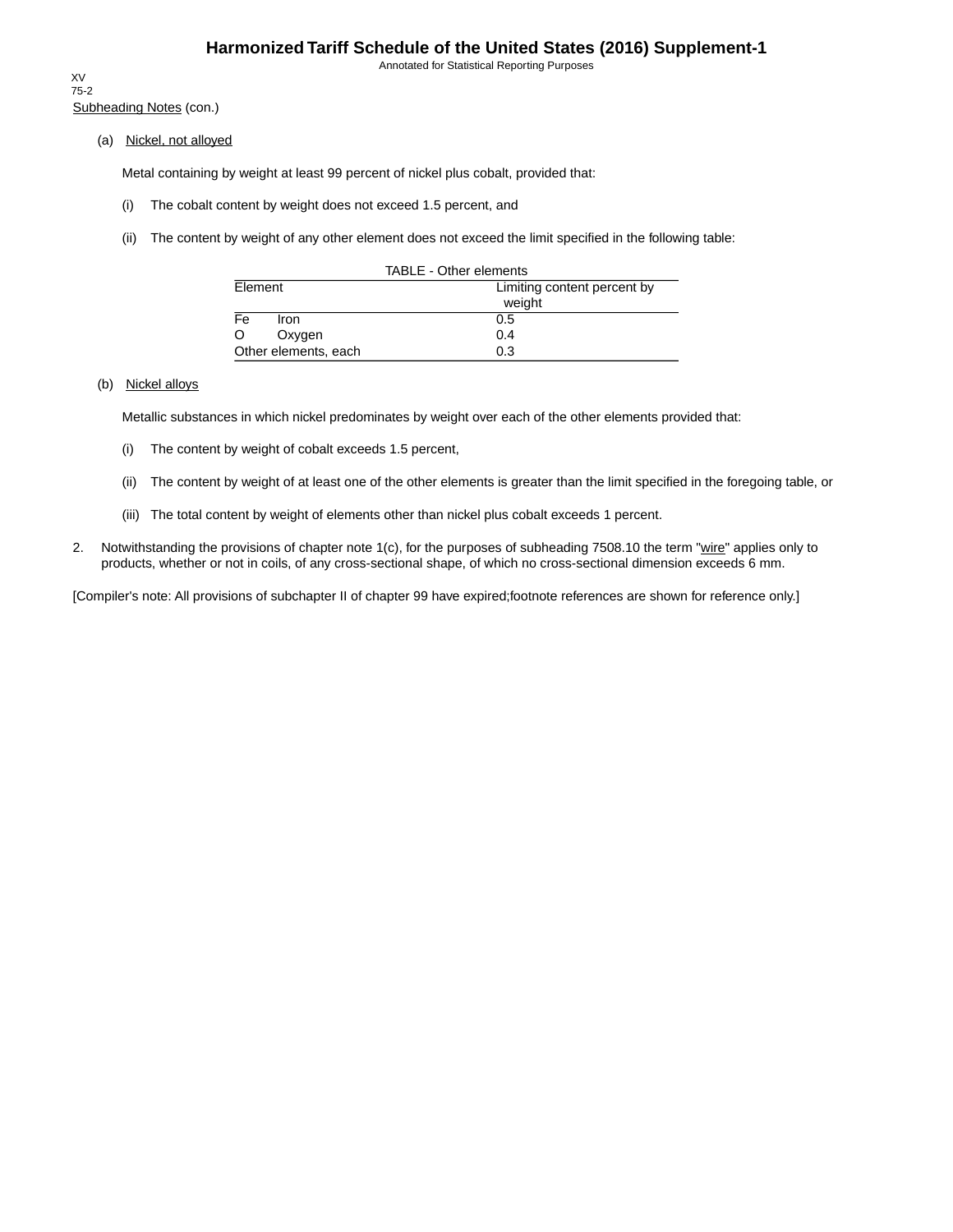Subheading Notes (con.)

(a) Nickel, not alloyed

Metal containing by weight at least 99 percent of nickel plus cobalt, provided that:

(i) The cobalt content by weight does not exceed 1.5 percent, and

(ii) The content by weight of any other element does not exceed the limit specified in the following table:

TABLE - Other elements

| Element | Limiting content percent by weight |
|---|---|
| Fe Iron | 0.5 |
| O Oxygen | 0.4 |
| Other elements, each | 0.3 |

(b) Nickel alloys

Metallic substances in which nickel predominates by weight over each of the other elements provided that:

(i) The content by weight of cobalt exceeds 1.5 percent,

(ii) The content by weight of at least one of the other elements is greater than the limit specified in the foregoing table, or

(iii) The total content by weight of elements other than nickel plus cobalt exceeds 1 percent.

2. Notwithstanding the provisions of chapter note 1(c), for the purposes of subheading 7508.10 the term "wire" applies only to products, whether or not in coils, of any cross-sectional shape, of which no cross-sectional dimension exceeds 6 mm.

[Compiler's note: All provisions of subchapter II of chapter 99 have expired;footnote references are shown for reference only.]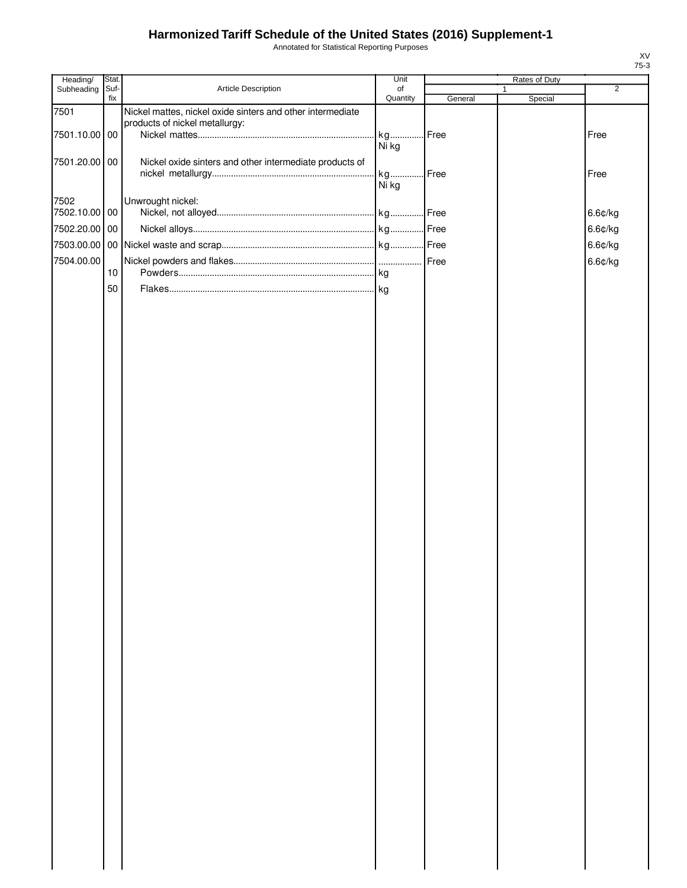# Harmonized Tariff Schedule of the United States (2016) Supplement-1

Annotated for Statistical Reporting Purposes

XV
75-3

| Heading/ Subheading | Stat. Suf-fix | Article Description | Unit of Quantity | Rates of Duty 1 General | Rates of Duty 1 Special | Rates of Duty 2 |
|---|---|---|---|---|---|---|
| 7501 | | Nickel mattes, nickel oxide sinters and other intermediate products of nickel metallurgy: | | | | |
| 7501.10.00 | 00 | Nickel mattes | kg Ni kg | Free | | Free |
| 7501.20.00 | 00 | Nickel oxide sinters and other intermediate products of nickel metallurgy | kg Ni kg | Free | | Free |
| 7502 | | Unwrought nickel: | | | | |
| 7502.10.00 | 00 | Nickel, not alloyed | kg | Free | | 6.6¢/kg |
| 7502.20.00 | 00 | Nickel alloys | kg | Free | | 6.6¢/kg |
| 7503.00.00 | 00 | Nickel waste and scrap | kg | Free | | 6.6¢/kg |
| 7504.00.00 | | Nickel powders and flakes | | Free | | 6.6¢/kg |
| | 10 | Powders | kg | | | |
| | 50 | Flakes | kg | | | |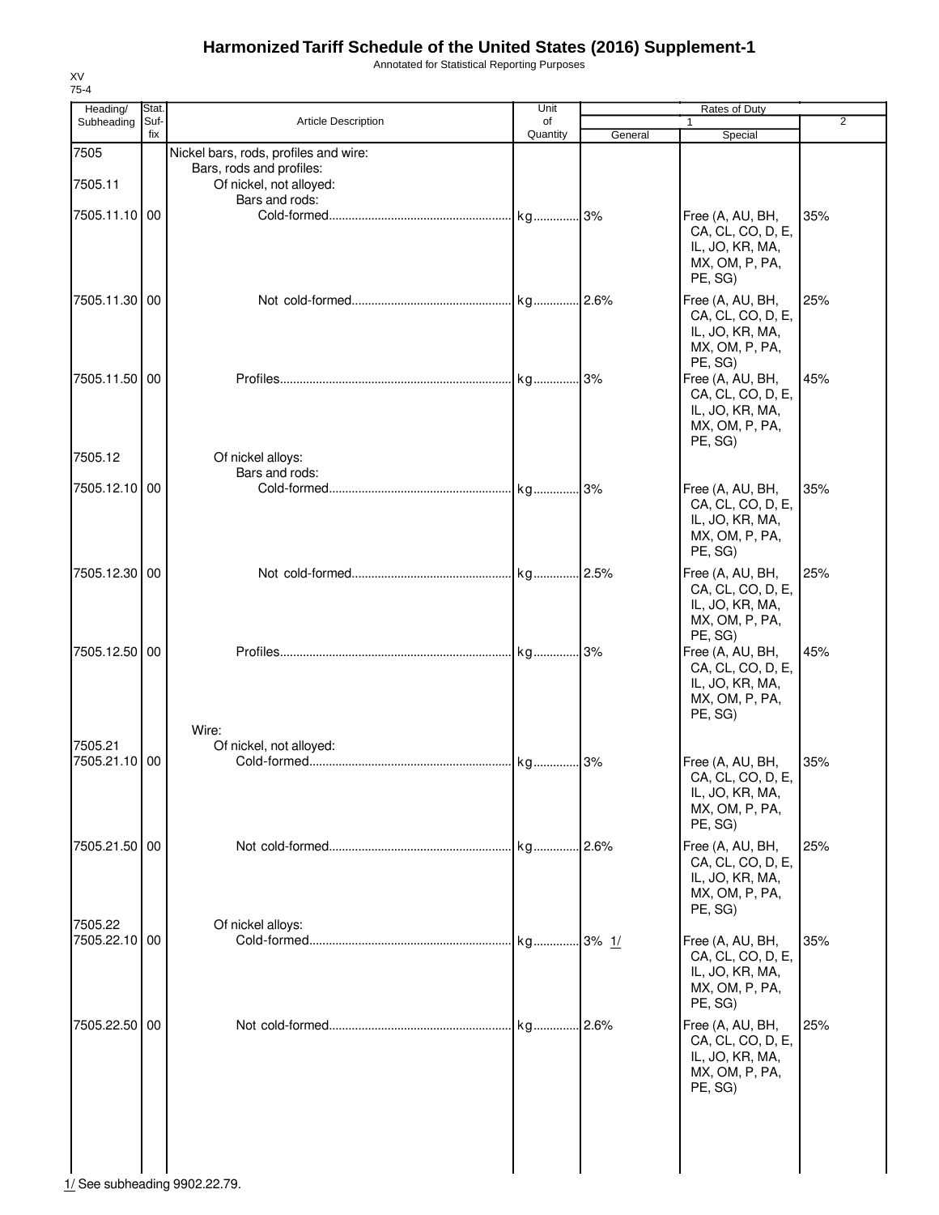# Harmonized Tariff Schedule of the United States (2016) Supplement-1

Annotated for Statistical Reporting Purposes

XV
75-4

| Heading/ Subheading | Stat. Suf-fix | Article Description | Unit of Quantity | Rates of Duty 1 General | Rates of Duty 1 Special | Rates of Duty 2 |
|---|---|---|---|---|---|---|
| 7505 | | Nickel bars, rods, profiles and wire: | | | | |
| | | Bars, rods and profiles: | | | | |
| 7505.11 | | Of nickel, not alloyed: | | | | |
| | | Bars and rods: | | | | |
| 7505.11.10 | 00 | Cold-formed | kg | 3% | Free (A, AU, BH, CA, CL, CO, D, E, IL, JO, KR, MA, MX, OM, P, PA, PE, SG) | 35% |
| 7505.11.30 | 00 | Not cold-formed | kg | 2.6% | Free (A, AU, BH, CA, CL, CO, D, E, IL, JO, KR, MA, MX, OM, P, PA, PE, SG) | 25% |
| 7505.11.50 | 00 | Profiles | kg | 3% | Free (A, AU, BH, CA, CL, CO, D, E, IL, JO, KR, MA, MX, OM, P, PA, PE, SG) | 45% |
| 7505.12 | | Of nickel alloys: | | | | |
| | | Bars and rods: | | | | |
| 7505.12.10 | 00 | Cold-formed | kg | 3% | Free (A, AU, BH, CA, CL, CO, D, E, IL, JO, KR, MA, MX, OM, P, PA, PE, SG) | 35% |
| 7505.12.30 | 00 | Not cold-formed | kg | 2.5% | Free (A, AU, BH, CA, CL, CO, D, E, IL, JO, KR, MA, MX, OM, P, PA, PE, SG) | 25% |
| 7505.12.50 | 00 | Profiles | kg | 3% | Free (A, AU, BH, CA, CL, CO, D, E, IL, JO, KR, MA, MX, OM, P, PA, PE, SG) | 45% |
| | | Wire: | | | | |
| 7505.21 | | Of nickel, not alloyed: | | | | |
| 7505.21.10 | 00 | Cold-formed | kg | 3% | Free (A, AU, BH, CA, CL, CO, D, E, IL, JO, KR, MA, MX, OM, P, PA, PE, SG) | 35% |
| 7505.21.50 | 00 | Not cold-formed | kg | 2.6% | Free (A, AU, BH, CA, CL, CO, D, E, IL, JO, KR, MA, MX, OM, P, PA, PE, SG) | 25% |
| 7505.22 | | Of nickel alloys: | | | | |
| 7505.22.10 | 00 | Cold-formed | kg | 3% 1/ | Free (A, AU, BH, CA, CL, CO, D, E, IL, JO, KR, MA, MX, OM, P, PA, PE, SG) | 35% |
| 7505.22.50 | 00 | Not cold-formed | kg | 2.6% | Free (A, AU, BH, CA, CL, CO, D, E, IL, JO, KR, MA, MX, OM, P, PA, PE, SG) | 25% |

1/ See subheading 9902.22.79.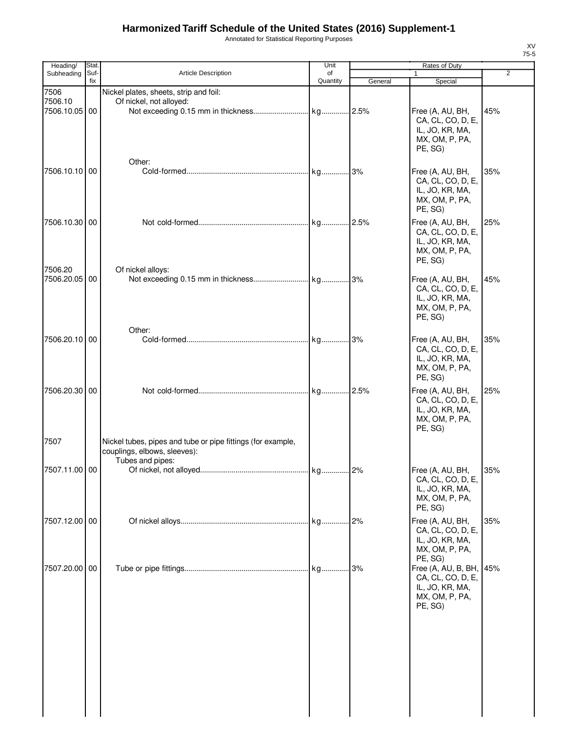# Harmonized Tariff Schedule of the United States (2016) Supplement-1

Annotated for Statistical Reporting Purposes

XV
75-5

| Heading/ Subheading | Stat. Suf- fix | Article Description | Unit of Quantity | Rates of Duty 1 General | Special | 2 |
|---|---|---|---|---|---|---|
| 7506 | | Nickel plates, sheets, strip and foil: | | | | |
| 7506.10 | | Of nickel, not alloyed: | | | | |
| 7506.10.05 | 00 | Not exceeding 0.15 mm in thickness | kg | 2.5% | Free (A, AU, BH, CA, CL, CO, D, E, IL, JO, KR, MA, MX, OM, P, PA, PE, SG) | 45% |
| | | Other: | | | | |
| 7506.10.10 | 00 | Cold-formed | kg | 3% | Free (A, AU, BH, CA, CL, CO, D, E, IL, JO, KR, MA, MX, OM, P, PA, PE, SG) | 35% |
| 7506.10.30 | 00 | Not cold-formed | kg | 2.5% | Free (A, AU, BH, CA, CL, CO, D, E, IL, JO, KR, MA, MX, OM, P, PA, PE, SG) | 25% |
| 7506.20 | | Of nickel alloys: | | | | |
| 7506.20.05 | 00 | Not exceeding 0.15 mm in thickness | kg | 3% | Free (A, AU, BH, CA, CL, CO, D, E, IL, JO, KR, MA, MX, OM, P, PA, PE, SG) | 45% |
| | | Other: | | | | |
| 7506.20.10 | 00 | Cold-formed | kg | 3% | Free (A, AU, BH, CA, CL, CO, D, E, IL, JO, KR, MA, MX, OM, P, PA, PE, SG) | 35% |
| 7506.20.30 | 00 | Not cold-formed | kg | 2.5% | Free (A, AU, BH, CA, CL, CO, D, E, IL, JO, KR, MA, MX, OM, P, PA, PE, SG) | 25% |
| 7507 | | Nickel tubes, pipes and tube or pipe fittings (for example, couplings, elbows, sleeves): | | | | |
| | | Tubes and pipes: | | | | |
| 7507.11.00 | 00 | Of nickel, not alloyed | kg | 2% | Free (A, AU, BH, CA, CL, CO, D, E, IL, JO, KR, MA, MX, OM, P, PA, PE, SG) | 35% |
| 7507.12.00 | 00 | Of nickel alloys | kg | 2% | Free (A, AU, BH, CA, CL, CO, D, E, IL, JO, KR, MA, MX, OM, P, PA, PE, SG) | 35% |
| 7507.20.00 | 00 | Tube or pipe fittings | kg | 3% | Free (A, AU, B, BH, CA, CL, CO, D, E, IL, JO, KR, MA, MX, OM, P, PA, PE, SG) | 45% |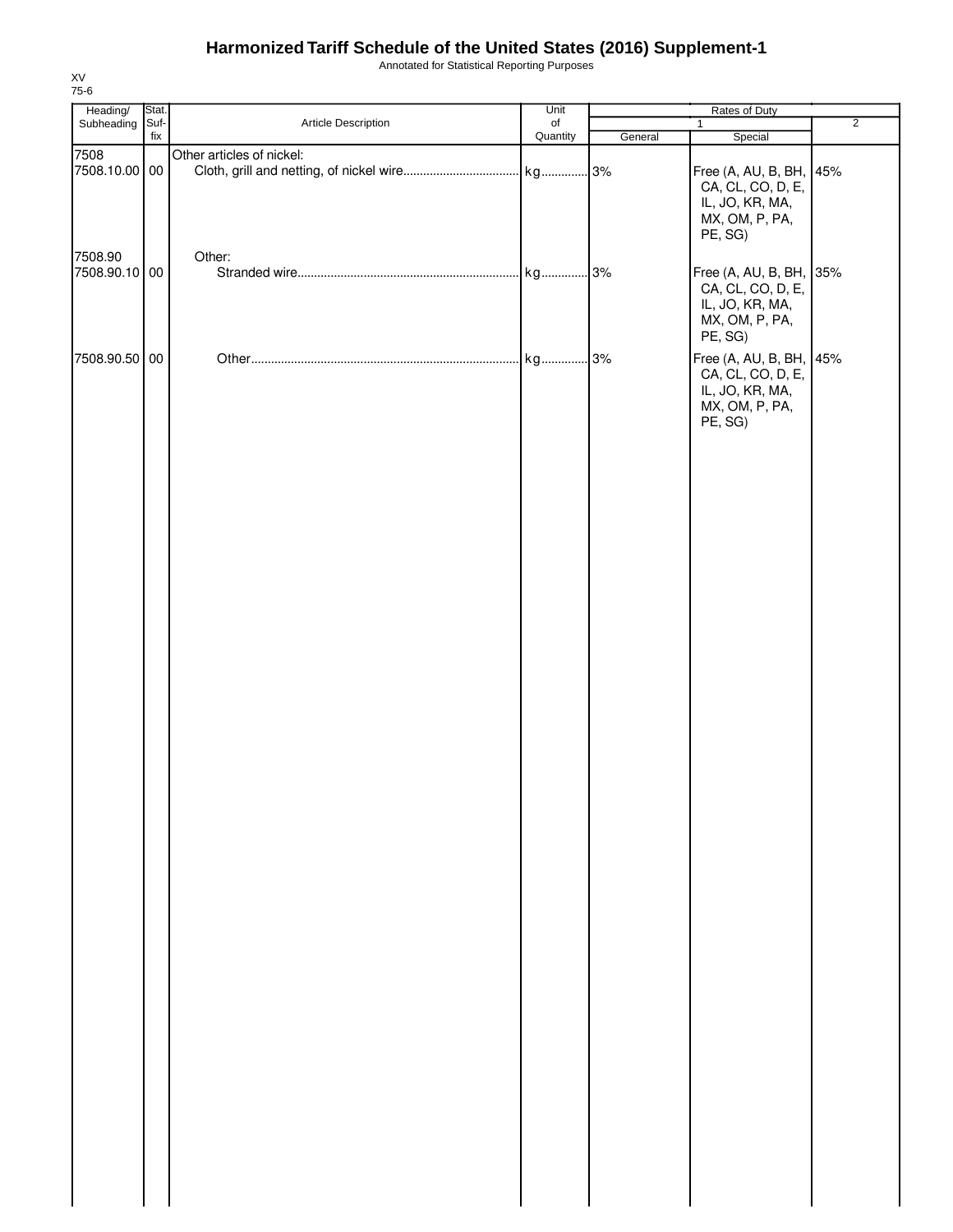# Harmonized Tariff Schedule of the United States (2016) Supplement-1

Annotated for Statistical Reporting Purposes

XV
75-6

| Heading/ Subheading | Stat. Suf- fix | Article Description | Unit of Quantity | Rates of Duty 1 General | Special | 2 |
|---|---|---|---|---|---|---|
| 7508 | | Other articles of nickel: | | | | |
| 7508.10.00 | 00 | Cloth, grill and netting, of nickel wire | kg | 3% | Free (A, AU, B, BH, CA, CL, CO, D, E, IL, JO, KR, MA, MX, OM, P, PA, PE, SG) | 45% |
| 7508.90 | | Other: | | | | |
| 7508.90.10 | 00 | Stranded wire | kg | 3% | Free (A, AU, B, BH, CA, CL, CO, D, E, IL, JO, KR, MA, MX, OM, P, PA, PE, SG) | 35% |
| 7508.90.50 | 00 | Other | kg | 3% | Free (A, AU, B, BH, CA, CL, CO, D, E, IL, JO, KR, MA, MX, OM, P, PA, PE, SG) | 45% |